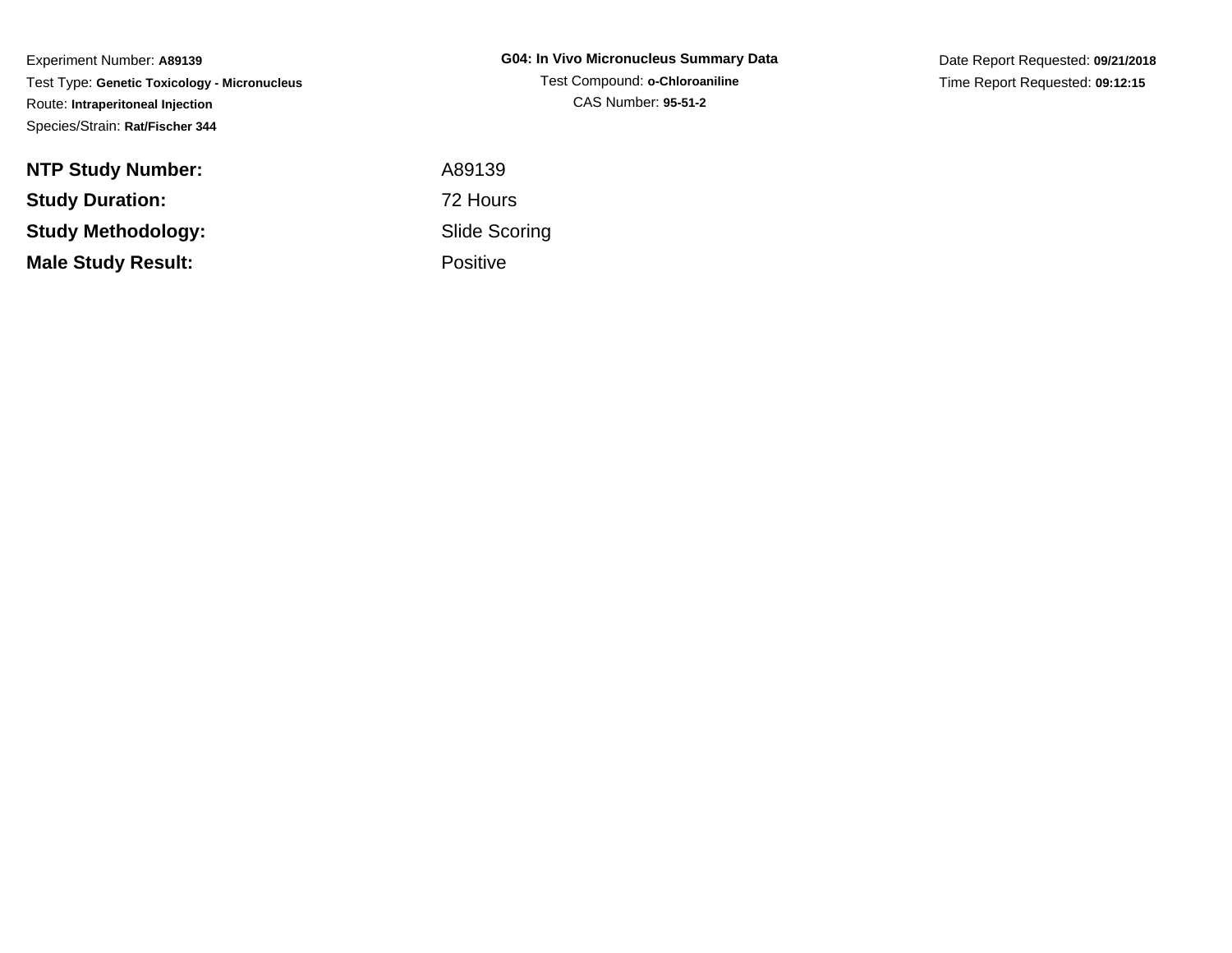Experiment Number: **A89139**
Test Type: **Genetic Toxicology - Micronucleus**
Route: **Intraperitoneal Injection**
Species/Strain: **Rat/Fischer 344**

**G04: In Vivo Micronucleus Summary Data**
Test Compound: **o-Chloroaniline**
CAS Number: **95-51-2**

Date Report Requested: **09/21/2018**
Time Report Requested: **09:12:15**

| | |
|---|---|
| **NTP Study Number:** | A89139 |
| **Study Duration:** | 72 Hours |
| **Study Methodology:** | Slide Scoring |
| **Male Study Result:** | Positive |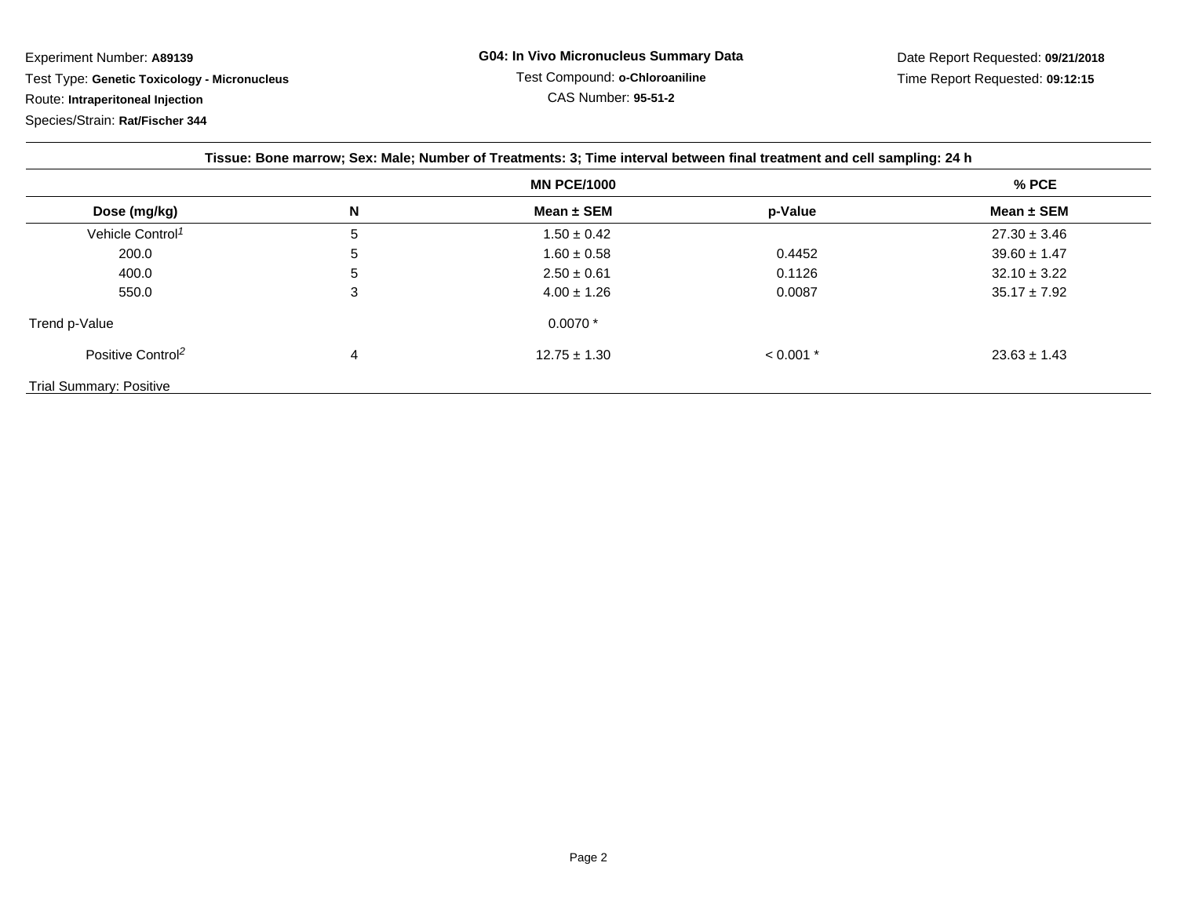Experiment Number: **A89139**

Test Type: **Genetic Toxicology - Micronucleus**

Route: **Intraperitoneal Injection**

Species/Strain: **Rat/Fischer 344**

**G04: In Vivo Micronucleus Summary Data**

Test Compound: **o-Chloroaniline**

CAS Number: **95-51-2**

Date Report Requested: **09/21/2018**

Time Report Requested: **09:12:15**

**Tissue: Bone marrow; Sex: Male; Number of Treatments: 3; Time interval between final treatment and cell sampling: 24 h**

| | | MN PCE/1000 | | % PCE |
|---|---|---|---|---|
| **Dose (mg/kg)** | **N** | **Mean ± SEM** | **p-Value** | **Mean ± SEM** |
| Vehicle Control[1] | 5 | 1.50 ± 0.42 | | 27.30 ± 3.46 |
| 200.0 | 5 | 1.60 ± 0.58 | 0.4452 | 39.60 ± 1.47 |
| 400.0 | 5 | 2.50 ± 0.61 | 0.1126 | 32.10 ± 3.22 |
| 550.0 | 3 | 4.00 ± 1.26 | 0.0087 | 35.17 ± 7.92 |
| Trend p-Value | | 0.0070 * | | |
| Positive Control[2] | 4 | 12.75 ± 1.30 | < 0.001 * | 23.63 ± 1.43 |

Trial Summary: Positive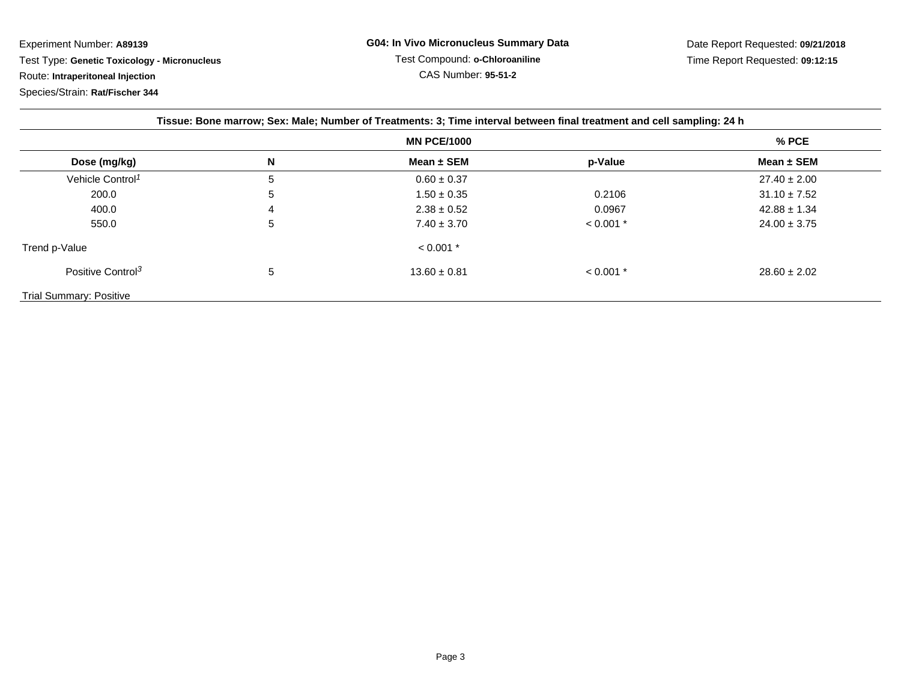Experiment Number: **A89139**

Test Type: **Genetic Toxicology - Micronucleus**

Route: **Intraperitoneal Injection**

Species/Strain: **Rat/Fischer 344**

**G04: In Vivo Micronucleus Summary Data**

Test Compound: **o-Chloroaniline**

CAS Number: **95-51-2**

Date Report Requested: **09/21/2018**

Time Report Requested: **09:12:15**

**Tissue: Bone marrow; Sex: Male; Number of Treatments: 3; Time interval between final treatment and cell sampling: 24 h**

| | | MN PCE/1000 | | % PCE |
|---|---|---|---|---|
| **Dose (mg/kg)** | **N** | **Mean ± SEM** | **p-Value** | **Mean ± SEM** |
| Vehicle Control[1] | 5 | 0.60 ± 0.37 | | 27.40 ± 2.00 |
| 200.0 | 5 | 1.50 ± 0.35 | 0.2106 | 31.10 ± 7.52 |
| 400.0 | 4 | 2.38 ± 0.52 | 0.0967 | 42.88 ± 1.34 |
| 550.0 | 5 | 7.40 ± 3.70 | < 0.001 * | 24.00 ± 3.75 |
| Trend p-Value | | < 0.001 * | | |
| Positive Control[3] | 5 | 13.60 ± 0.81 | < 0.001 * | 28.60 ± 2.02 |

Trial Summary: Positive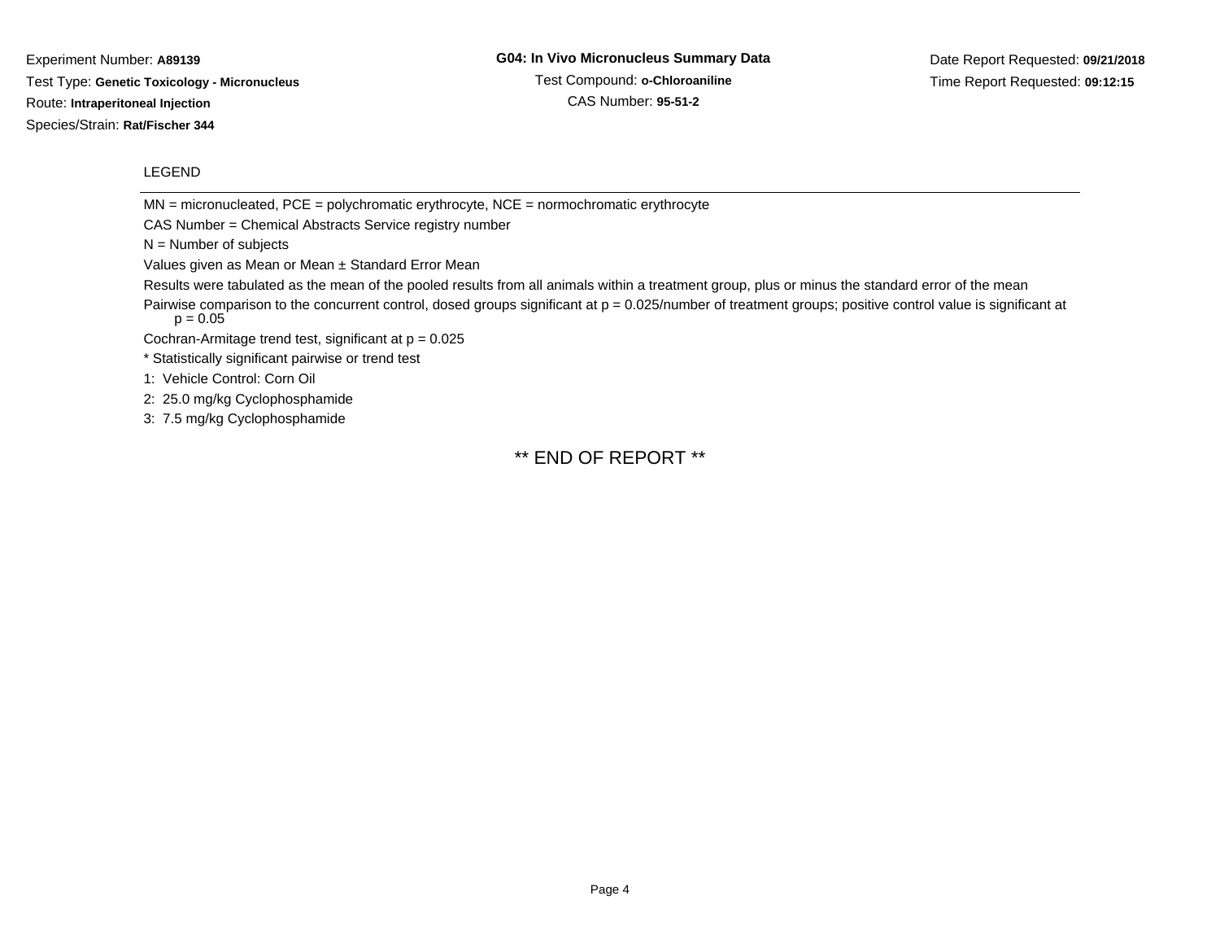Experiment Number: **A89139**

Test Type: **Genetic Toxicology - Micronucleus**

Route: **Intraperitoneal Injection**

Species/Strain: **Rat/Fischer 344**

**G04: In Vivo Micronucleus Summary Data**

Test Compound: **o-Chloroaniline**

CAS Number: **95-51-2**

Date Report Requested: **09/21/2018**

Time Report Requested: **09:12:15**

LEGEND

MN = micronucleated, PCE = polychromatic erythrocyte, NCE = normochromatic erythrocyte

CAS Number = Chemical Abstracts Service registry number

N = Number of subjects

Values given as Mean or Mean ± Standard Error Mean

Results were tabulated as the mean of the pooled results from all animals within a treatment group, plus or minus the standard error of the mean

Pairwise comparison to the concurrent control, dosed groups significant at $p = 0.025$/number of treatment groups; positive control value is significant at $p = 0.05$

Cochran-Armitage trend test, significant at $p = 0.025$

* Statistically significant pairwise or trend test

1: Vehicle Control: Corn Oil

2: 25.0 mg/kg Cyclophosphamide

3: 7.5 mg/kg Cyclophosphamide

** END OF REPORT **